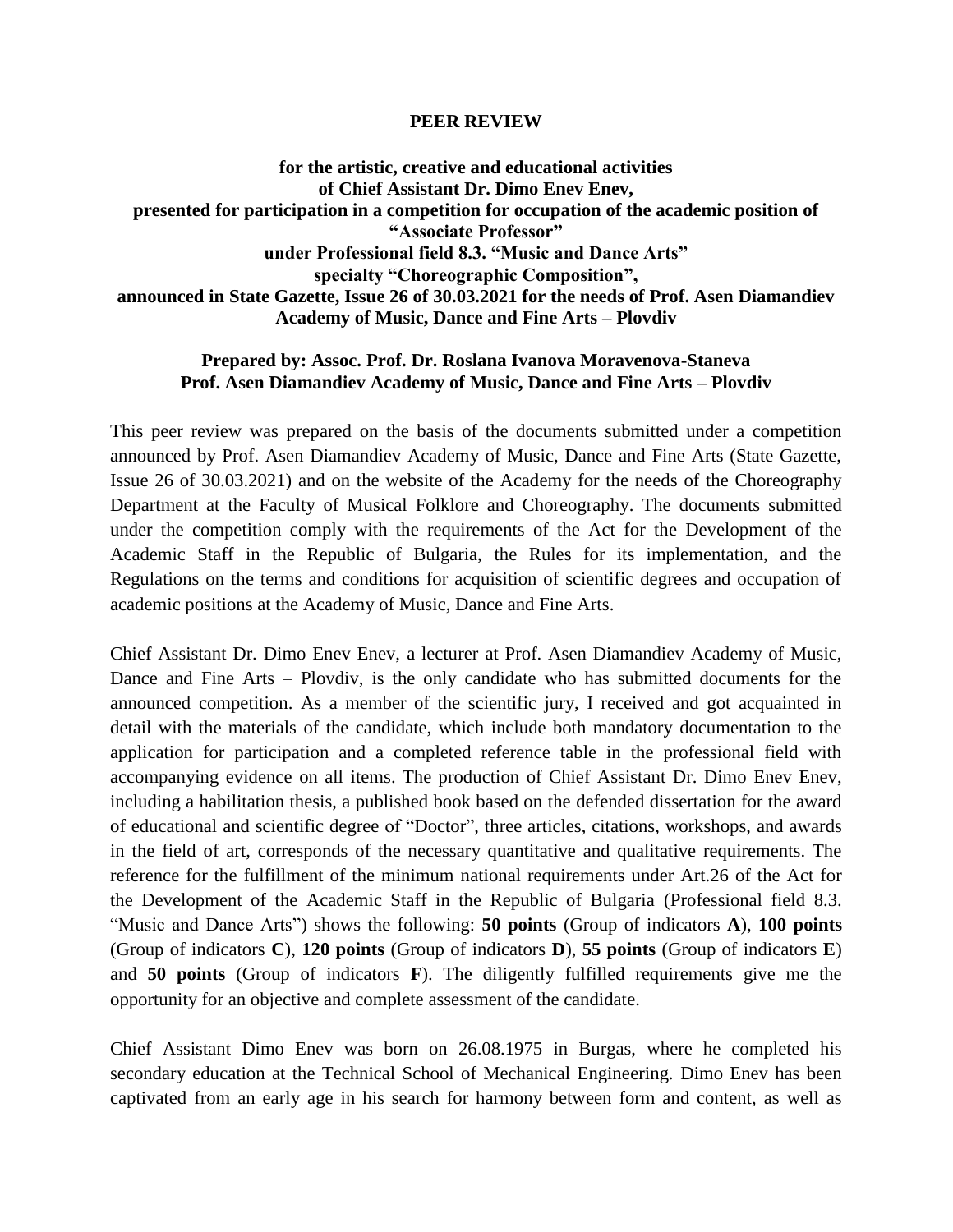# PEER REVIEW

**for the artistic, creative and educational activities of Chief Assistant Dr. Dimo Enev Enev, presented for participation in a competition for occupation of the academic position of "Associate Professor" under Professional field 8.3. "Music and Dance Arts" specialty "Choreographic Composition", announced in State Gazette, Issue 26 of 30.03.2021 for the needs of Prof. Asen Diamandiev Academy of Music, Dance and Fine Arts – Plovdiv**

**Prepared by: Assoc. Prof. Dr. Roslana Ivanova Moravenova-Staneva**
**Prof. Asen Diamandiev Academy of Music, Dance and Fine Arts – Plovdiv**

This peer review was prepared on the basis of the documents submitted under a competition announced by Prof. Asen Diamandiev Academy of Music, Dance and Fine Arts (State Gazette, Issue 26 of 30.03.2021) and on the website of the Academy for the needs of the Choreography Department at the Faculty of Musical Folklore and Choreography. The documents submitted under the competition comply with the requirements of the Act for the Development of the Academic Staff in the Republic of Bulgaria, the Rules for its implementation, and the Regulations on the terms and conditions for acquisition of scientific degrees and occupation of academic positions at the Academy of Music, Dance and Fine Arts.

Chief Assistant Dr. Dimo Enev Enev, a lecturer at Prof. Asen Diamandiev Academy of Music, Dance and Fine Arts – Plovdiv, is the only candidate who has submitted documents for the announced competition. As a member of the scientific jury, I received and got acquainted in detail with the materials of the candidate, which include both mandatory documentation to the application for participation and a completed reference table in the professional field with accompanying evidence on all items. The production of Chief Assistant Dr. Dimo Enev Enev, including a habilitation thesis, a published book based on the defended dissertation for the award of educational and scientific degree of "Doctor", three articles, citations, workshops, and awards in the field of art, corresponds of the necessary quantitative and qualitative requirements. The reference for the fulfillment of the minimum national requirements under Art.26 of the Act for the Development of the Academic Staff in the Republic of Bulgaria (Professional field 8.3. "Music and Dance Arts") shows the following: **50 points** (Group of indicators **A**), **100 points** (Group of indicators **C**), **120 points** (Group of indicators **D**), **55 points** (Group of indicators **E**) and **50 points** (Group of indicators **F**). The diligently fulfilled requirements give me the opportunity for an objective and complete assessment of the candidate.

Chief Assistant Dimo Enev was born on 26.08.1975 in Burgas, where he completed his secondary education at the Technical School of Mechanical Engineering. Dimo Enev has been captivated from an early age in his search for harmony between form and content, as well as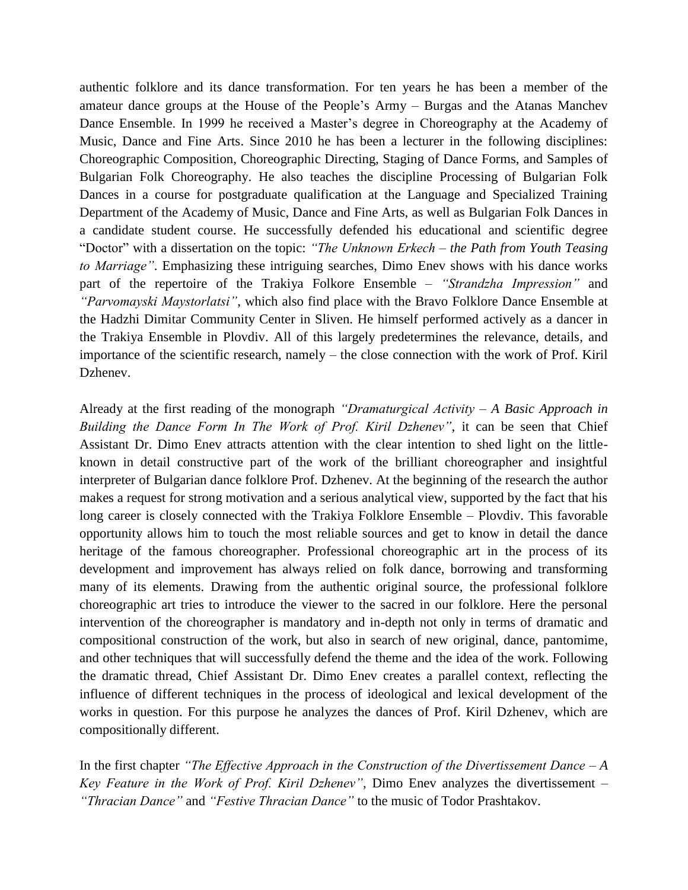authentic folklore and its dance transformation. For ten years he has been a member of the amateur dance groups at the House of the People's Army – Burgas and the Atanas Manchev Dance Ensemble. In 1999 he received a Master's degree in Choreography at the Academy of Music, Dance and Fine Arts. Since 2010 he has been a lecturer in the following disciplines: Choreographic Composition, Choreographic Directing, Staging of Dance Forms, and Samples of Bulgarian Folk Choreography. He also teaches the discipline Processing of Bulgarian Folk Dances in a course for postgraduate qualification at the Language and Specialized Training Department of the Academy of Music, Dance and Fine Arts, as well as Bulgarian Folk Dances in a candidate student course. He successfully defended his educational and scientific degree "Doctor" with a dissertation on the topic: *"The Unknown Erkech – the Path from Youth Teasing to Marriage"*. Emphasizing these intriguing searches, Dimo Enev shows with his dance works part of the repertoire of the Trakiya Folkore Ensemble – *"Strandzha Impression"* and *"Parvomayski Maystorlatsi"*, which also find place with the Bravo Folklore Dance Ensemble at the Hadzhi Dimitar Community Center in Sliven. He himself performed actively as a dancer in the Trakiya Ensemble in Plovdiv. All of this largely predetermines the relevance, details, and importance of the scientific research, namely – the close connection with the work of Prof. Kiril Dzhenev.

Already at the first reading of the monograph *"Dramaturgical Activity – A Basic Approach in Building the Dance Form In The Work of Prof. Kiril Dzhenev"*, it can be seen that Chief Assistant Dr. Dimo Enev attracts attention with the clear intention to shed light on the little-known in detail constructive part of the work of the brilliant choreographer and insightful interpreter of Bulgarian dance folklore Prof. Dzhenev. At the beginning of the research the author makes a request for strong motivation and a serious analytical view, supported by the fact that his long career is closely connected with the Trakiya Folklore Ensemble – Plovdiv. This favorable opportunity allows him to touch the most reliable sources and get to know in detail the dance heritage of the famous choreographer. Professional choreographic art in the process of its development and improvement has always relied on folk dance, borrowing and transforming many of its elements. Drawing from the authentic original source, the professional folklore choreographic art tries to introduce the viewer to the sacred in our folklore. Here the personal intervention of the choreographer is mandatory and in-depth not only in terms of dramatic and compositional construction of the work, but also in search of new original, dance, pantomime, and other techniques that will successfully defend the theme and the idea of the work. Following the dramatic thread, Chief Assistant Dr. Dimo Enev creates a parallel context, reflecting the influence of different techniques in the process of ideological and lexical development of the works in question. For this purpose he analyzes the dances of Prof. Kiril Dzhenev, which are compositionally different.

In the first chapter *"The Effective Approach in the Construction of the Divertissement Dance – A Key Feature in the Work of Prof. Kiril Dzhenev"*, Dimo Enev analyzes the divertissement – *"Thracian Dance"* and *"Festive Thracian Dance"* to the music of Todor Prashtakov.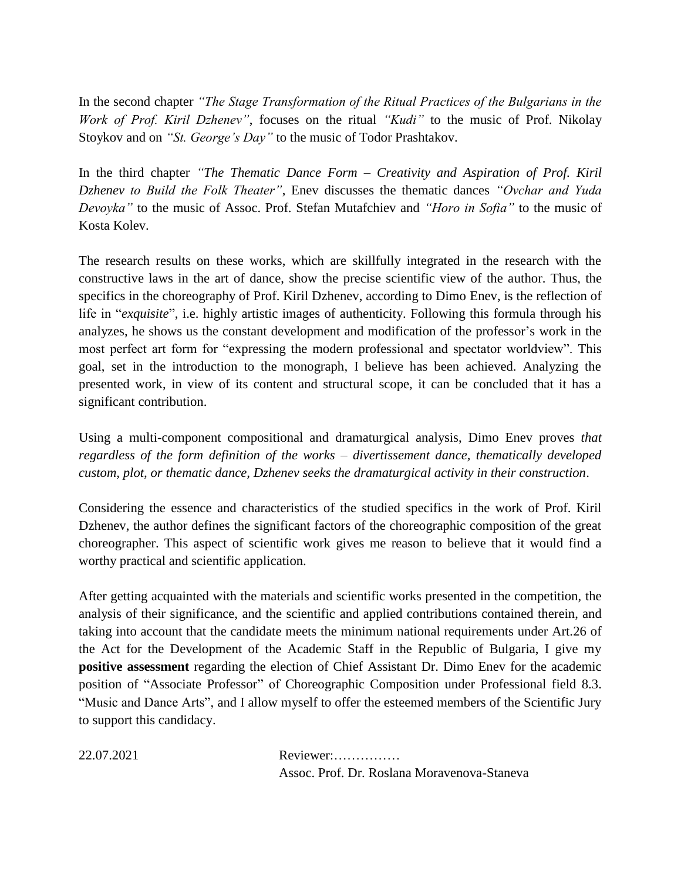In the second chapter *"The Stage Transformation of the Ritual Practices of the Bulgarians in the Work of Prof. Kiril Dzhenev"*, focuses on the ritual *"Kudi"* to the music of Prof. Nikolay Stoykov and on *"St. George's Day"* to the music of Todor Prashtakov.

In the third chapter *"The Thematic Dance Form – Creativity and Aspiration of Prof. Kiril Dzhenev to Build the Folk Theater"*, Enev discusses the thematic dances *"Ovchar and Yuda Devoyka"* to the music of Assoc. Prof. Stefan Mutafchiev and *"Horo in Sofia"* to the music of Kosta Kolev.

The research results on these works, which are skillfully integrated in the research with the constructive laws in the art of dance, show the precise scientific view of the author. Thus, the specifics in the choreography of Prof. Kiril Dzhenev, according to Dimo Enev, is the reflection of life in "*exquisite*", i.e. highly artistic images of authenticity. Following this formula through his analyzes, he shows us the constant development and modification of the professor's work in the most perfect art form for "expressing the modern professional and spectator worldview". This goal, set in the introduction to the monograph, I believe has been achieved. Analyzing the presented work, in view of its content and structural scope, it can be concluded that it has a significant contribution.

Using a multi-component compositional and dramaturgical analysis, Dimo Enev proves *that regardless of the form definition of the works – divertissement dance, thematically developed custom, plot, or thematic dance, Dzhenev seeks the dramaturgical activity in their construction*.

Considering the essence and characteristics of the studied specifics in the work of Prof. Kiril Dzhenev, the author defines the significant factors of the choreographic composition of the great choreographer. This aspect of scientific work gives me reason to believe that it would find a worthy practical and scientific application.

After getting acquainted with the materials and scientific works presented in the competition, the analysis of their significance, and the scientific and applied contributions contained therein, and taking into account that the candidate meets the minimum national requirements under Art.26 of the Act for the Development of the Academic Staff in the Republic of Bulgaria, I give my **positive assessment** regarding the election of Chief Assistant Dr. Dimo Enev for the academic position of "Associate Professor" of Choreographic Composition under Professional field 8.3. "Music and Dance Arts", and I allow myself to offer the esteemed members of the Scientific Jury to support this candidacy.

22.07.2021

Reviewer:……………

Assoc. Prof. Dr. Roslana Moravenova-Staneva